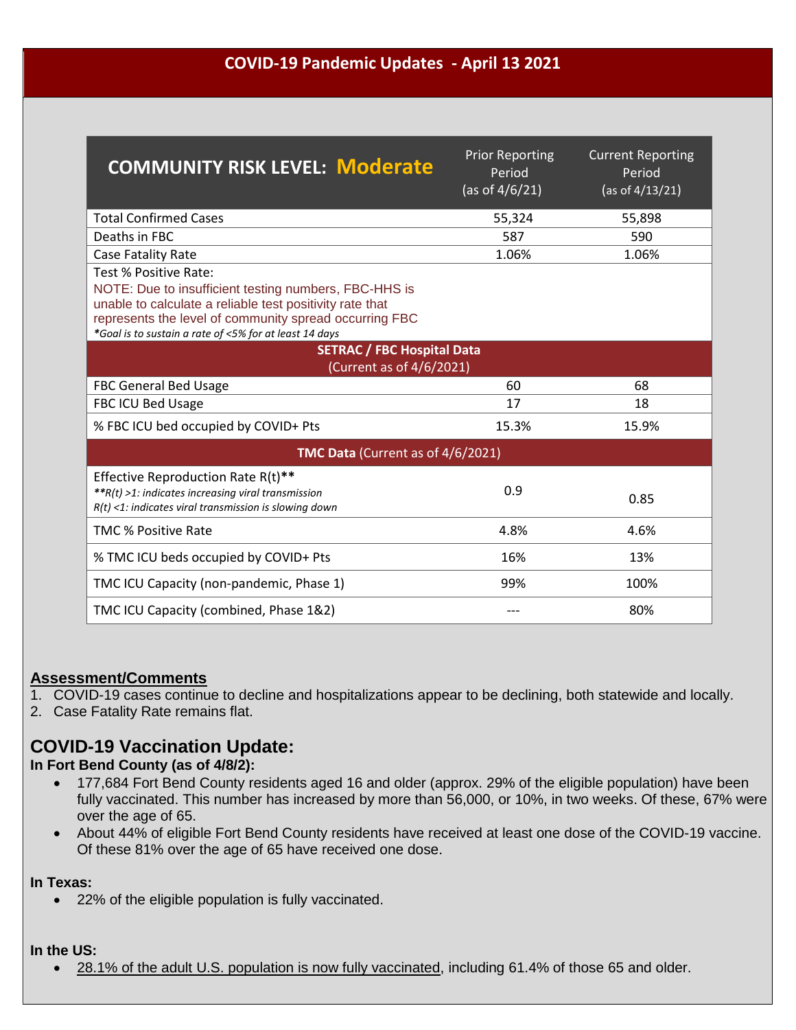# COVID-19 Pandemic Updates - April 13 2021

| COMMUNITY RISK LEVEL: **Moderate** | Prior Reporting Period (as of 4/6/21) | Current Reporting Period (as of 4/13/21) |
|---|---|---|
| Total Confirmed Cases | 55,324 | 55,898 |
| Deaths in FBC | 587 | 590 |
| Case Fatality Rate | 1.06% | 1.06% |
| Test % Positive Rate: NOTE: Due to insufficient testing numbers, FBC-HHS is unable to calculate a reliable test positivity rate that represents the level of community spread occurring FBC *\*Goal is to sustain a rate of <5% for at least 14 days* | | |
| **SETRAC / FBC Hospital Data** (Current as of 4/6/2021) | | |
| FBC General Bed Usage | 60 | 68 |
| FBC ICU Bed Usage | 17 | 18 |
| % FBC ICU bed occupied by COVID+ Pts | 15.3% | 15.9% |
| **TMC Data** (Current as of 4/6/2021) | | |
| Effective Reproduction Rate R(t)** *\*\*R(t) >1: indicates increasing viral transmission R(t) <1: indicates viral transmission is slowing down* | 0.9 | 0.85 |
| TMC % Positive Rate | 4.8% | 4.6% |
| % TMC ICU beds occupied by COVID+ Pts | 16% | 13% |
| TMC ICU Capacity (non-pandemic, Phase 1) | 99% | 100% |
| TMC ICU Capacity (combined, Phase 1&2) | --- | 80% |

**Assessment/Comments**

1. COVID-19 cases continue to decline and hospitalizations appear to be declining, both statewide and locally.
2. Case Fatality Rate remains flat.

## COVID-19 Vaccination Update:

**In Fort Bend County (as of 4/8/2):**

- 177,684 Fort Bend County residents aged 16 and older (approx. 29% of the eligible population) have been fully vaccinated. This number has increased by more than 56,000, or 10%, in two weeks. Of these, 67% were over the age of 65.
- About 44% of eligible Fort Bend County residents have received at least one dose of the COVID-19 vaccine. Of these 81% over the age of 65 have received one dose.

**In Texas:**

- 22% of the eligible population is fully vaccinated.

**In the US:**

- 28.1% of the adult U.S. population is now fully vaccinated, including 61.4% of those 65 and older.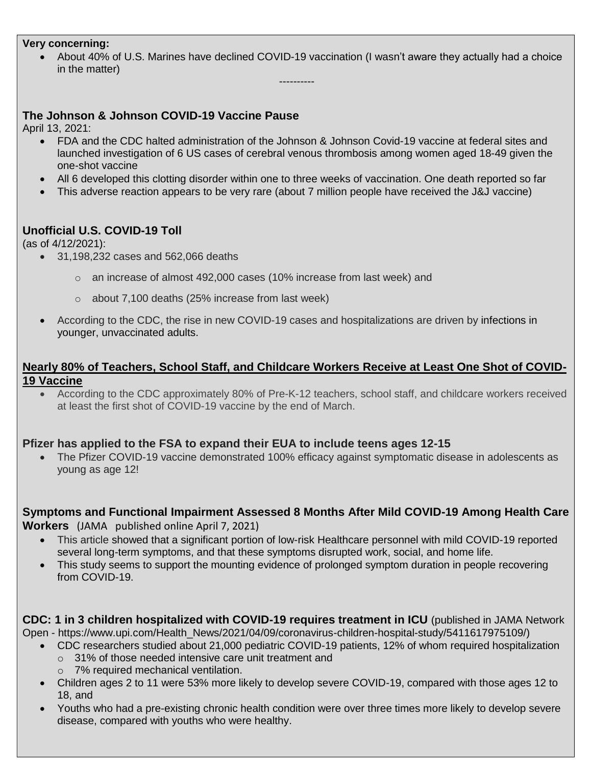**Very concerning:**

- About 40% of U.S. Marines have declined COVID-19 vaccination (I wasn't aware they actually had a choice in the matter)

----------

### The Johnson & Johnson COVID-19 Vaccine Pause

April 13, 2021:

- FDA and the CDC halted administration of the Johnson & Johnson Covid-19 vaccine at federal sites and launched investigation of 6 US cases of cerebral venous thrombosis among women aged 18-49 given the one-shot vaccine
- All 6 developed this clotting disorder within one to three weeks of vaccination. One death reported so far
- This adverse reaction appears to be very rare (about 7 million people have received the J&J vaccine)

### Unofficial U.S. COVID-19 Toll

(as of 4/12/2021):

- 31,198,232 cases and 562,066 deaths
    - an increase of almost 492,000 cases (10% increase from last week) and
    - about 7,100 deaths (25% increase from last week)
- According to the CDC, the rise in new COVID-19 cases and hospitalizations are driven by infections in younger, unvaccinated adults.

### Nearly 80% of Teachers, School Staff, and Childcare Workers Receive at Least One Shot of COVID-19 Vaccine

- According to the CDC approximately 80% of Pre-K-12 teachers, school staff, and childcare workers received at least the first shot of COVID-19 vaccine by the end of March.

### Pfizer has applied to the FSA to expand their EUA to include teens ages 12-15

- The Pfizer COVID-19 vaccine demonstrated 100% efficacy against symptomatic disease in adolescents as young as age 12!

### Symptoms and Functional Impairment Assessed 8 Months After Mild COVID-19 Among Health Care Workers (JAMA published online April 7, 2021)

- This article showed that a significant portion of low-risk Healthcare personnel with mild COVID-19 reported several long-term symptoms, and that these symptoms disrupted work, social, and home life.
- This study seems to support the mounting evidence of prolonged symptom duration in people recovering from COVID-19.

### CDC: 1 in 3 children hospitalized with COVID-19 requires treatment in ICU (published in JAMA Network Open - https://www.upi.com/Health_News/2021/04/09/coronavirus-children-hospital-study/5411617975109/)

- CDC researchers studied about 21,000 pediatric COVID-19 patients, 12% of whom required hospitalization
    - 31% of those needed intensive care unit treatment and
    - 7% required mechanical ventilation.
- Children ages 2 to 11 were 53% more likely to develop severe COVID-19, compared with those ages 12 to 18, and
- Youths who had a pre-existing chronic health condition were over three times more likely to develop severe disease, compared with youths who were healthy.